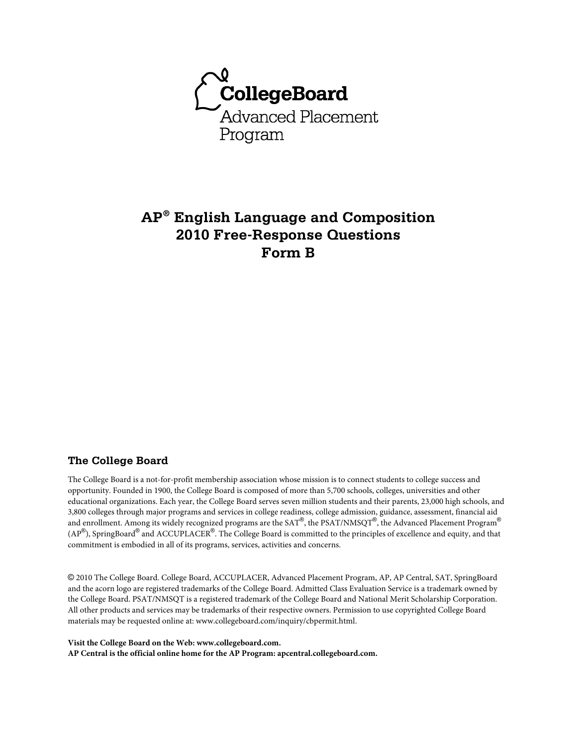CollegeBoard

Advanced Placement Program

# AP® English Language and Composition 2010 Free-Response Questions Form B

## The College Board

The College Board is a not-for-profit membership association whose mission is to connect students to college success and opportunity. Founded in 1900, the College Board is composed of more than 5,700 schools, colleges, universities and other educational organizations. Each year, the College Board serves seven million students and their parents, 23,000 high schools, and 3,800 colleges through major programs and services in college readiness, college admission, guidance, assessment, financial aid and enrollment. Among its widely recognized programs are the SAT®, the PSAT/NMSQT®, the Advanced Placement Program® (AP®), SpringBoard® and ACCUPLACER®. The College Board is committed to the principles of excellence and equity, and that commitment is embodied in all of its programs, services, activities and concerns.

© 2010 The College Board. College Board, ACCUPLACER, Advanced Placement Program, AP, AP Central, SAT, SpringBoard and the acorn logo are registered trademarks of the College Board. Admitted Class Evaluation Service is a trademark owned by the College Board. PSAT/NMSQT is a registered trademark of the College Board and National Merit Scholarship Corporation. All other products and services may be trademarks of their respective owners. Permission to use copyrighted College Board materials may be requested online at: www.collegeboard.com/inquiry/cbpermit.html.

**Visit the College Board on the Web: www.collegeboard.com.**
**AP Central is the official online home for the AP Program: apcentral.collegeboard.com.**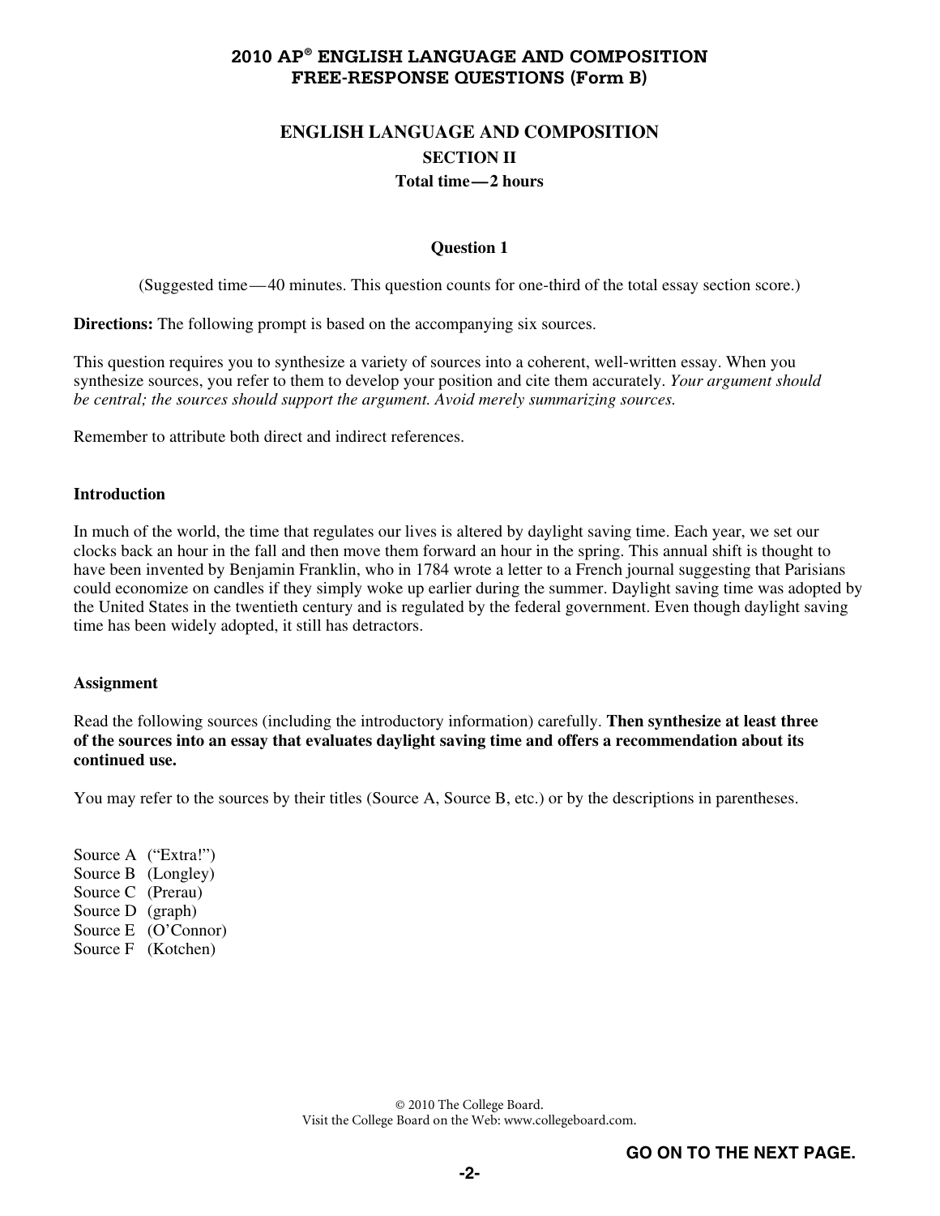# 2010 AP® ENGLISH LANGUAGE AND COMPOSITION FREE-RESPONSE QUESTIONS (Form B)

## ENGLISH LANGUAGE AND COMPOSITION

### SECTION II

**Total time—2 hours**

**Question 1**

(Suggested time—40 minutes. This question counts for one-third of the total essay section score.)

**Directions:** The following prompt is based on the accompanying six sources.

This question requires you to synthesize a variety of sources into a coherent, well-written essay. When you synthesize sources, you refer to them to develop your position and cite them accurately. *Your argument should be central; the sources should support the argument. Avoid merely summarizing sources.*

Remember to attribute both direct and indirect references.

**Introduction**

In much of the world, the time that regulates our lives is altered by daylight saving time. Each year, we set our clocks back an hour in the fall and then move them forward an hour in the spring. This annual shift is thought to have been invented by Benjamin Franklin, who in 1784 wrote a letter to a French journal suggesting that Parisians could economize on candles if they simply woke up earlier during the summer. Daylight saving time was adopted by the United States in the twentieth century and is regulated by the federal government. Even though daylight saving time has been widely adopted, it still has detractors.

**Assignment**

Read the following sources (including the introductory information) carefully. **Then synthesize at least three of the sources into an essay that evaluates daylight saving time and offers a recommendation about its continued use.**

You may refer to the sources by their titles (Source A, Source B, etc.) or by the descriptions in parentheses.

Source A ("Extra!")
Source B (Longley)
Source C (Prerau)
Source D (graph)
Source E (O'Connor)
Source F (Kotchen)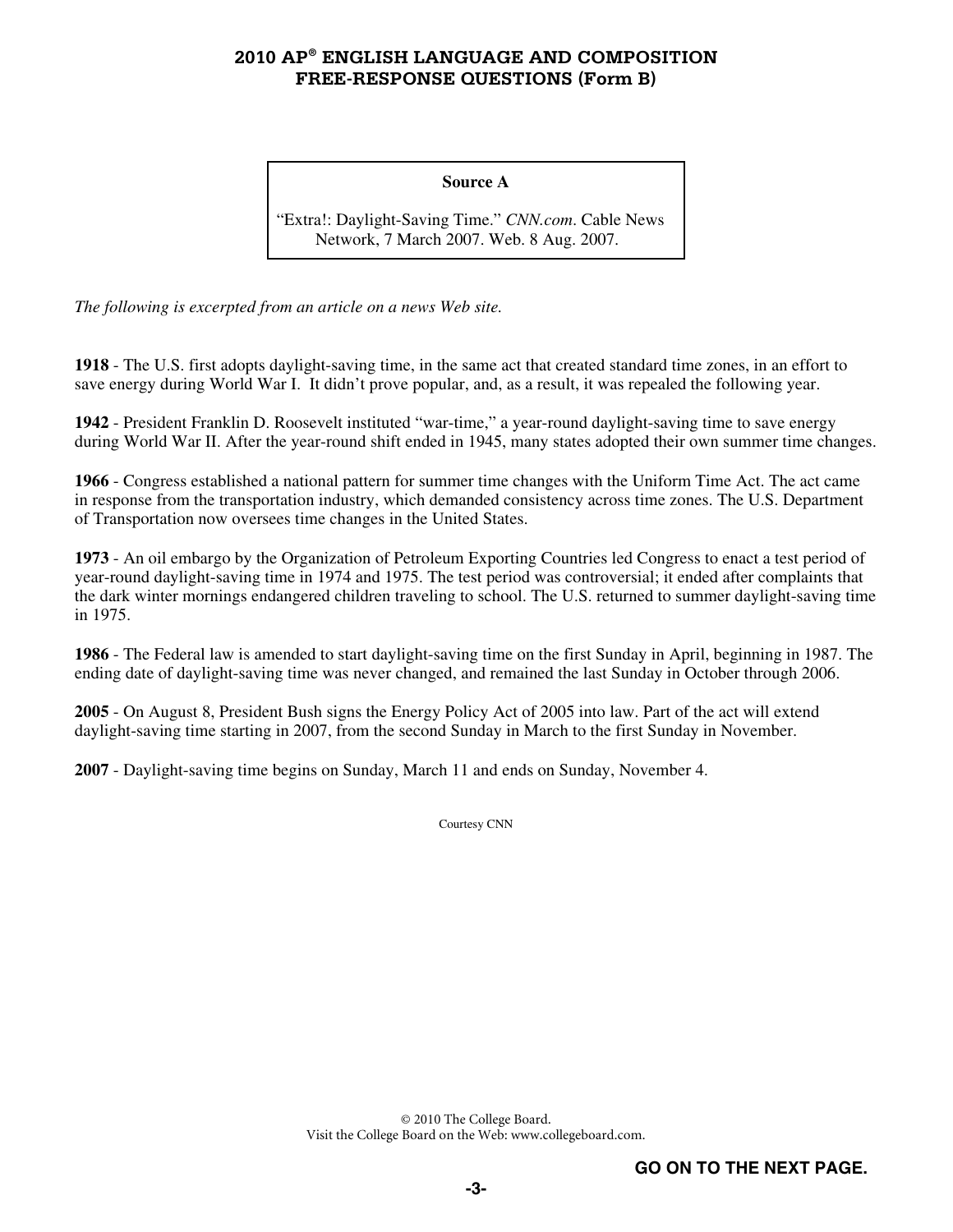**Source A**

"Extra!: Daylight-Saving Time." *CNN.com*. Cable News Network, 7 March 2007. Web. 8 Aug. 2007.

*The following is excerpted from an article on a news Web site.*

**1918** - The U.S. first adopts daylight-saving time, in the same act that created standard time zones, in an effort to save energy during World War I. It didn't prove popular, and, as a result, it was repealed the following year.

**1942** - President Franklin D. Roosevelt instituted "war-time," a year-round daylight-saving time to save energy during World War II. After the year-round shift ended in 1945, many states adopted their own summer time changes.

**1966** - Congress established a national pattern for summer time changes with the Uniform Time Act. The act came in response from the transportation industry, which demanded consistency across time zones. The U.S. Department of Transportation now oversees time changes in the United States.

**1973** - An oil embargo by the Organization of Petroleum Exporting Countries led Congress to enact a test period of year-round daylight-saving time in 1974 and 1975. The test period was controversial; it ended after complaints that the dark winter mornings endangered children traveling to school. The U.S. returned to summer daylight-saving time in 1975.

**1986** - The Federal law is amended to start daylight-saving time on the first Sunday in April, beginning in 1987. The ending date of daylight-saving time was never changed, and remained the last Sunday in October through 2006.

**2005** - On August 8, President Bush signs the Energy Policy Act of 2005 into law. Part of the act will extend daylight-saving time starting in 2007, from the second Sunday in March to the first Sunday in November.

**2007** - Daylight-saving time begins on Sunday, March 11 and ends on Sunday, November 4.

Courtesy CNN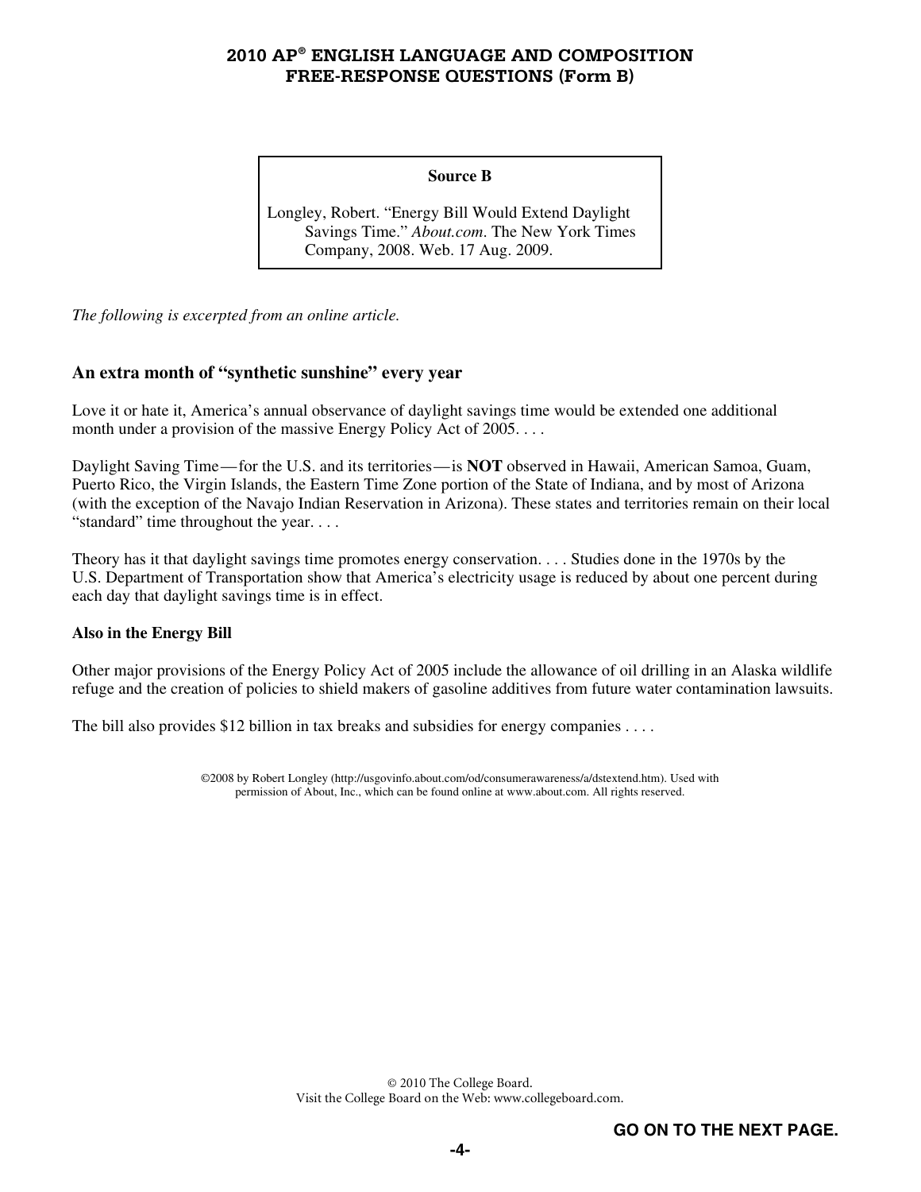**Source B**

Longley, Robert. "Energy Bill Would Extend Daylight Savings Time." *About.com*. The New York Times Company, 2008. Web. 17 Aug. 2009.

*The following is excerpted from an online article.*

### An extra month of "synthetic sunshine" every year

Love it or hate it, America's annual observance of daylight savings time would be extended one additional month under a provision of the massive Energy Policy Act of 2005. . . .

Daylight Saving Time—for the U.S. and its territories—is **NOT** observed in Hawaii, American Samoa, Guam, Puerto Rico, the Virgin Islands, the Eastern Time Zone portion of the State of Indiana, and by most of Arizona (with the exception of the Navajo Indian Reservation in Arizona). These states and territories remain on their local "standard" time throughout the year. . . .

Theory has it that daylight savings time promotes energy conservation. . . . Studies done in the 1970s by the U.S. Department of Transportation show that America's electricity usage is reduced by about one percent during each day that daylight savings time is in effect.

**Also in the Energy Bill**

Other major provisions of the Energy Policy Act of 2005 include the allowance of oil drilling in an Alaska wildlife refuge and the creation of policies to shield makers of gasoline additives from future water contamination lawsuits.

The bill also provides $12 billion in tax breaks and subsidies for energy companies . . . .

©2008 by Robert Longley (http://usgovinfo.about.com/od/consumerawareness/a/dstextend.htm). Used with permission of About, Inc., which can be found online at www.about.com. All rights reserved.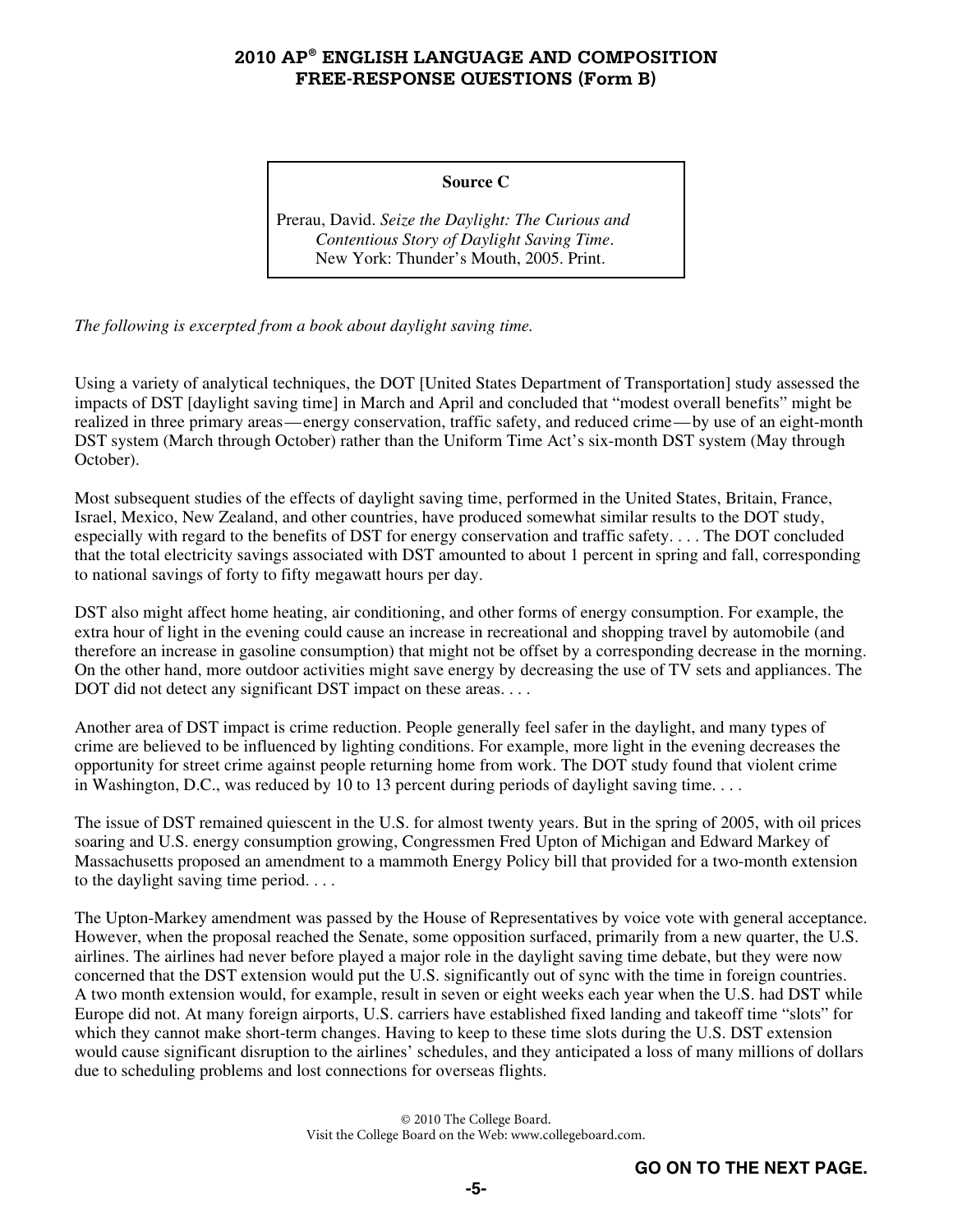**Source C**

Prerau, David. *Seize the Daylight: The Curious and Contentious Story of Daylight Saving Time*. New York: Thunder's Mouth, 2005. Print.

*The following is excerpted from a book about daylight saving time.*

Using a variety of analytical techniques, the DOT [United States Department of Transportation] study assessed the impacts of DST [daylight saving time] in March and April and concluded that "modest overall benefits" might be realized in three primary areas—energy conservation, traffic safety, and reduced crime—by use of an eight-month DST system (March through October) rather than the Uniform Time Act's six-month DST system (May through October).

Most subsequent studies of the effects of daylight saving time, performed in the United States, Britain, France, Israel, Mexico, New Zealand, and other countries, have produced somewhat similar results to the DOT study, especially with regard to the benefits of DST for energy conservation and traffic safety. . . . The DOT concluded that the total electricity savings associated with DST amounted to about 1 percent in spring and fall, corresponding to national savings of forty to fifty megawatt hours per day.

DST also might affect home heating, air conditioning, and other forms of energy consumption. For example, the extra hour of light in the evening could cause an increase in recreational and shopping travel by automobile (and therefore an increase in gasoline consumption) that might not be offset by a corresponding decrease in the morning. On the other hand, more outdoor activities might save energy by decreasing the use of TV sets and appliances. The DOT did not detect any significant DST impact on these areas. . . .

Another area of DST impact is crime reduction. People generally feel safer in the daylight, and many types of crime are believed to be influenced by lighting conditions. For example, more light in the evening decreases the opportunity for street crime against people returning home from work. The DOT study found that violent crime in Washington, D.C., was reduced by 10 to 13 percent during periods of daylight saving time. . . .

The issue of DST remained quiescent in the U.S. for almost twenty years. But in the spring of 2005, with oil prices soaring and U.S. energy consumption growing, Congressmen Fred Upton of Michigan and Edward Markey of Massachusetts proposed an amendment to a mammoth Energy Policy bill that provided for a two-month extension to the daylight saving time period. . . .

The Upton-Markey amendment was passed by the House of Representatives by voice vote with general acceptance. However, when the proposal reached the Senate, some opposition surfaced, primarily from a new quarter, the U.S. airlines. The airlines had never before played a major role in the daylight saving time debate, but they were now concerned that the DST extension would put the U.S. significantly out of sync with the time in foreign countries. A two month extension would, for example, result in seven or eight weeks each year when the U.S. had DST while Europe did not. At many foreign airports, U.S. carriers have established fixed landing and takeoff time "slots" for which they cannot make short-term changes. Having to keep to these time slots during the U.S. DST extension would cause significant disruption to the airlines' schedules, and they anticipated a loss of many millions of dollars due to scheduling problems and lost connections for overseas flights.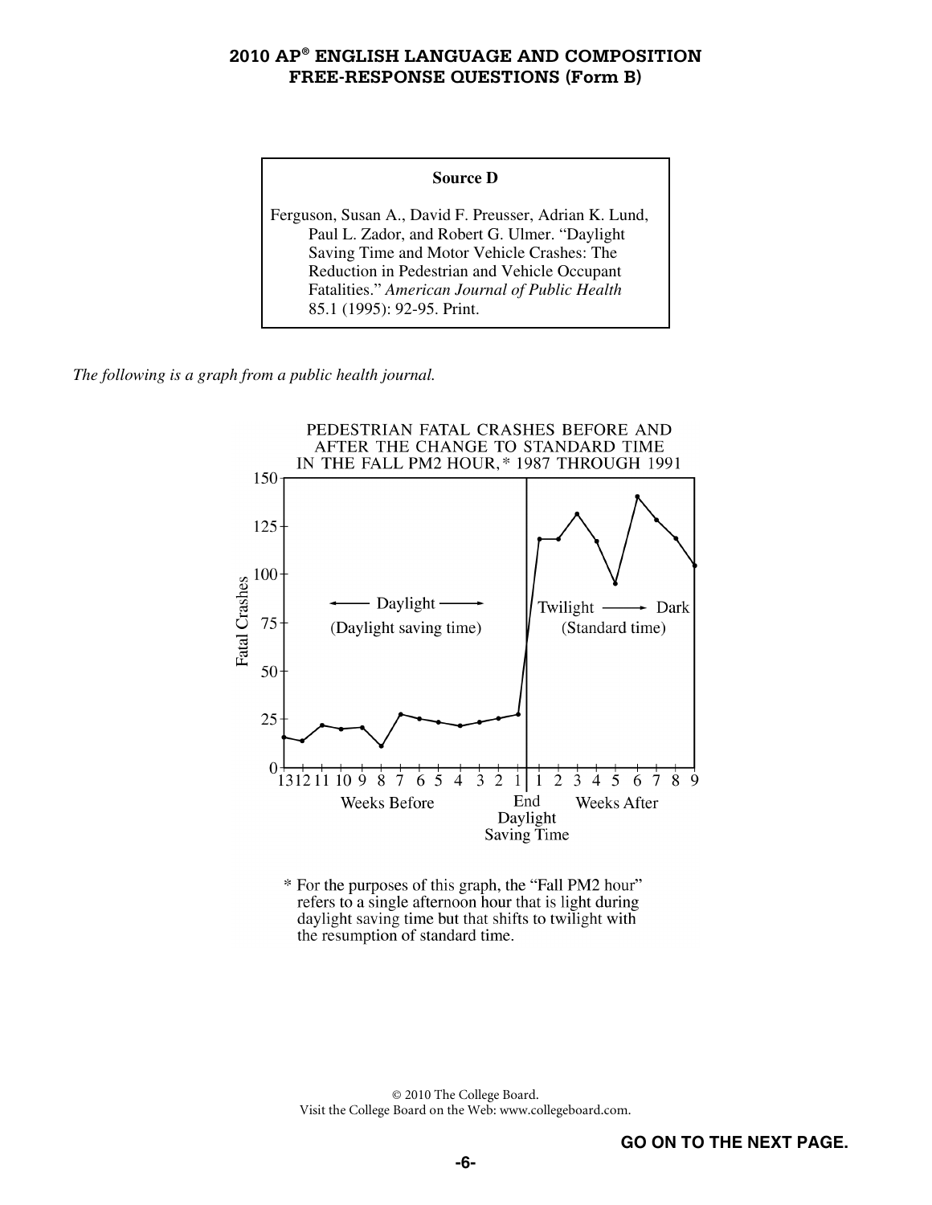**Source D**

Ferguson, Susan A., David F. Preusser, Adrian K. Lund, Paul L. Zador, and Robert G. Ulmer. "Daylight Saving Time and Motor Vehicle Crashes: The Reduction in Pedestrian and Vehicle Occupant Fatalities." *American Journal of Public Health* 85.1 (1995): 92-95. Print.

*The following is a graph from a public health journal.*

PEDESTRIAN FATAL CRASHES BEFORE AND AFTER THE CHANGE TO STANDARD TIME IN THE FALL PM2 HOUR,* 1987 THROUGH 1991

Fatal Crashes

150

125

100

75

50

25

0

← Daylight → (Daylight saving time)

Twilight → Dark (Standard time)

13 12 11 10 9 8 7 6 5 4 3 2 1 | 1 2 3 4 5 6 7 8 9

Weeks Before — End Daylight Saving Time — Weeks After

\* For the purposes of this graph, the "Fall PM2 hour" refers to a single afternoon hour that is light during daylight saving time but that shifts to twilight with the resumption of standard time.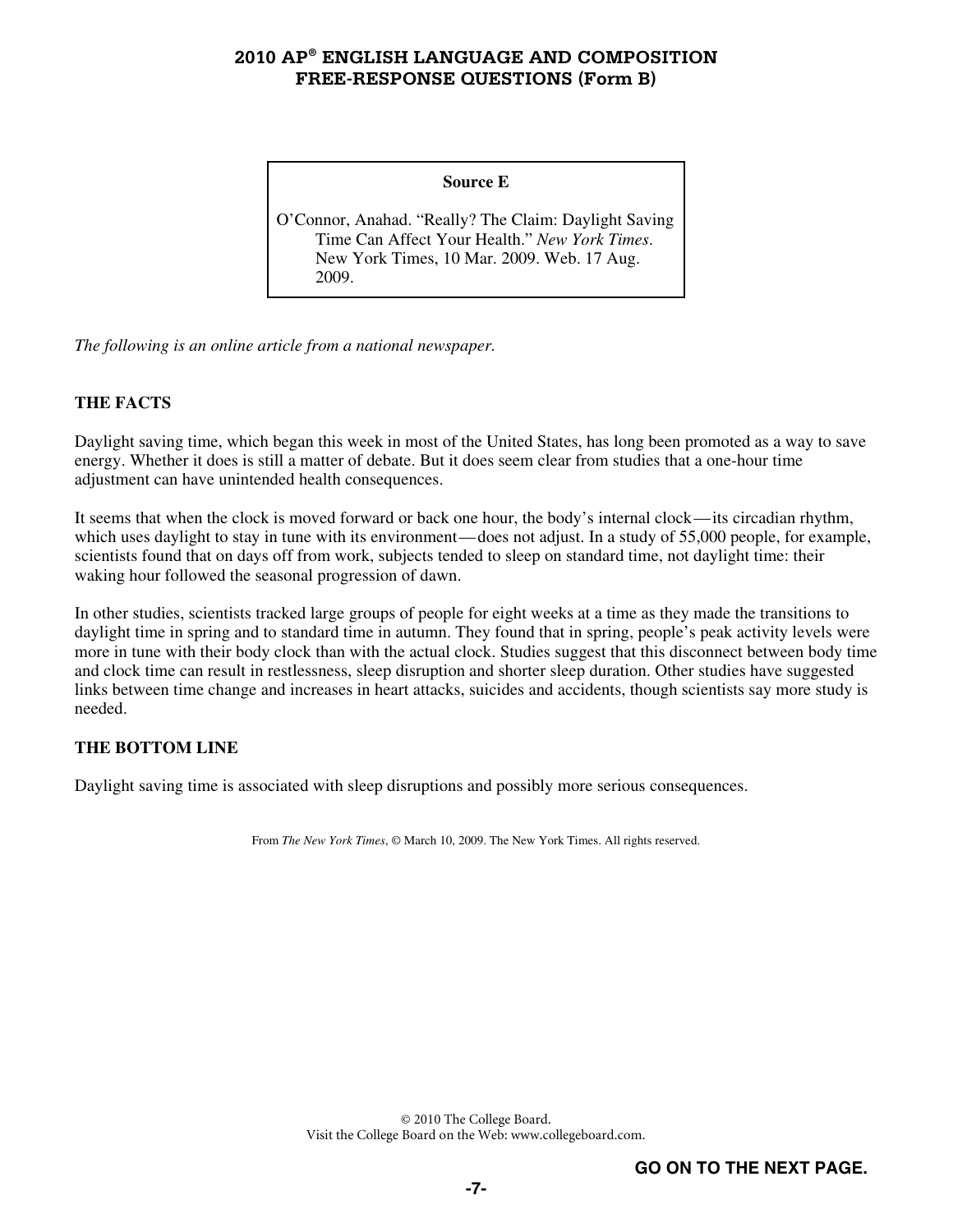**Source E**

O'Connor, Anahad. "Really? The Claim: Daylight Saving Time Can Affect Your Health." *New York Times*. New York Times, 10 Mar. 2009. Web. 17 Aug. 2009.

*The following is an online article from a national newspaper.*

**THE FACTS**

Daylight saving time, which began this week in most of the United States, has long been promoted as a way to save energy. Whether it does is still a matter of debate. But it does seem clear from studies that a one-hour time adjustment can have unintended health consequences.

It seems that when the clock is moved forward or back one hour, the body's internal clock—its circadian rhythm, which uses daylight to stay in tune with its environment—does not adjust. In a study of 55,000 people, for example, scientists found that on days off from work, subjects tended to sleep on standard time, not daylight time: their waking hour followed the seasonal progression of dawn.

In other studies, scientists tracked large groups of people for eight weeks at a time as they made the transitions to daylight time in spring and to standard time in autumn. They found that in spring, people's peak activity levels were more in tune with their body clock than with the actual clock. Studies suggest that this disconnect between body time and clock time can result in restlessness, sleep disruption and shorter sleep duration. Other studies have suggested links between time change and increases in heart attacks, suicides and accidents, though scientists say more study is needed.

**THE BOTTOM LINE**

Daylight saving time is associated with sleep disruptions and possibly more serious consequences.

From *The New York Times*, © March 10, 2009. The New York Times. All rights reserved.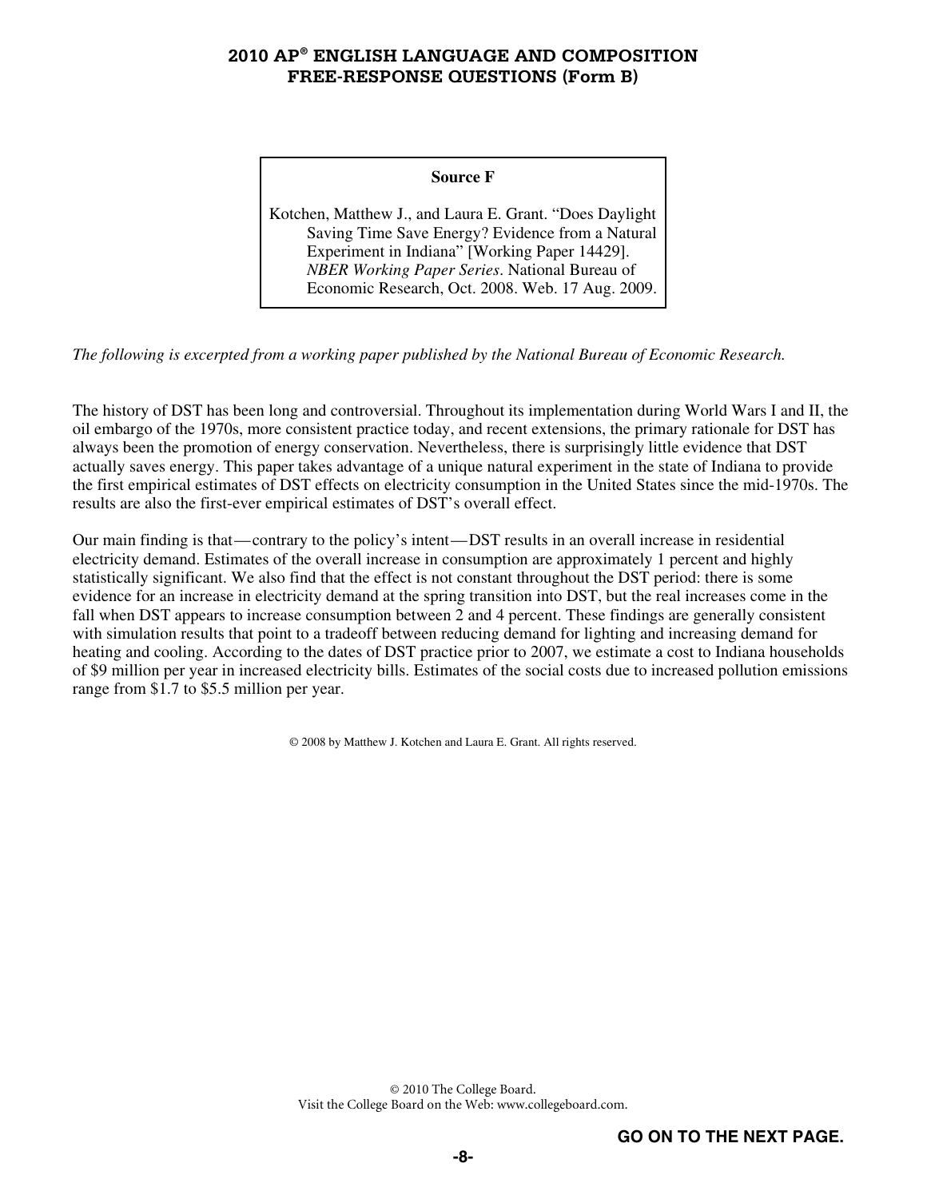**Source F**

Kotchen, Matthew J., and Laura E. Grant. "Does Daylight Saving Time Save Energy? Evidence from a Natural Experiment in Indiana" [Working Paper 14429]. *NBER Working Paper Series*. National Bureau of Economic Research, Oct. 2008. Web. 17 Aug. 2009.

*The following is excerpted from a working paper published by the National Bureau of Economic Research.*

The history of DST has been long and controversial. Throughout its implementation during World Wars I and II, the oil embargo of the 1970s, more consistent practice today, and recent extensions, the primary rationale for DST has always been the promotion of energy conservation. Nevertheless, there is surprisingly little evidence that DST actually saves energy. This paper takes advantage of a unique natural experiment in the state of Indiana to provide the first empirical estimates of DST effects on electricity consumption in the United States since the mid-1970s. The results are also the first-ever empirical estimates of DST's overall effect.

Our main finding is that—contrary to the policy's intent—DST results in an overall increase in residential electricity demand. Estimates of the overall increase in consumption are approximately 1 percent and highly statistically significant. We also find that the effect is not constant throughout the DST period: there is some evidence for an increase in electricity demand at the spring transition into DST, but the real increases come in the fall when DST appears to increase consumption between 2 and 4 percent. These findings are generally consistent with simulation results that point to a tradeoff between reducing demand for lighting and increasing demand for heating and cooling. According to the dates of DST practice prior to 2007, we estimate a cost to Indiana households of $9 million per year in increased electricity bills. Estimates of the social costs due to increased pollution emissions range from $1.7 to $5.5 million per year.

© 2008 by Matthew J. Kotchen and Laura E. Grant. All rights reserved.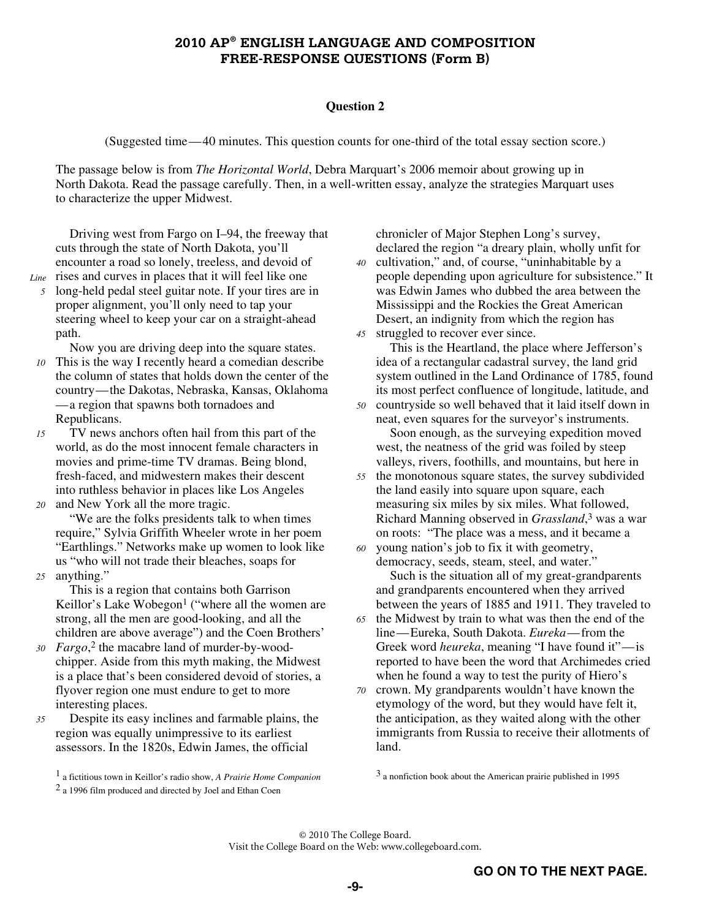# 2010 AP® ENGLISH LANGUAGE AND COMPOSITION FREE-RESPONSE QUESTIONS (Form B)

## Question 2

(Suggested time — 40 minutes. This question counts for one-third of the total essay section score.)

The passage below is from *The Horizontal World*, Debra Marquart's 2006 memoir about growing up in North Dakota. Read the passage carefully. Then, in a well-written essay, analyze the strategies Marquart uses to characterize the upper Midwest.

Driving west from Fargo on I–94, the freeway that cuts through the state of North Dakota, you'll encounter a road so lonely, treeless, and devoid of rises and curves in places that it will feel like one long-held pedal steel guitar note. If your tires are in proper alignment, you'll only need to tap your steering wheel to keep your car on a straight-ahead path.

Now you are driving deep into the square states. This is the way I recently heard a comedian describe the column of states that holds down the center of the country — the Dakotas, Nebraska, Kansas, Oklahoma — a region that spawns both tornadoes and Republicans.

TV news anchors often hail from this part of the world, as do the most innocent female characters in movies and prime-time TV dramas. Being blond, fresh-faced, and midwestern makes their descent into ruthless behavior in places like Los Angeles and New York all the more tragic.

"We are the folks presidents talk to when times require," Sylvia Griffith Wheeler wrote in her poem "Earthlings." Networks make up women to look like us "who will not trade their bleaches, soaps for anything."

This is a region that contains both Garrison Keillor's Lake Wobegon[1] ("where all the women are strong, all the men are good-looking, and all the children are above average") and the Coen Brothers' *Fargo*,[2] the macabre land of murder-by-wood-chipper. Aside from this myth making, the Midwest is a place that's been considered devoid of stories, a flyover region one must endure to get to more interesting places.

Despite its easy inclines and farmable plains, the region was equally unimpressive to its earliest assessors. In the 1820s, Edwin James, the official chronicler of Major Stephen Long's survey, declared the region "a dreary plain, wholly unfit for cultivation," and, of course, "uninhabitable by a people depending upon agriculture for subsistence." It was Edwin James who dubbed the area between the Mississippi and the Rockies the Great American Desert, an indignity from which the region has struggled to recover ever since.

This is the Heartland, the place where Jefferson's idea of a rectangular cadastral survey, the land grid system outlined in the Land Ordinance of 1785, found its most perfect confluence of longitude, latitude, and countryside so well behaved that it laid itself down in neat, even squares for the surveyor's instruments.

Soon enough, as the surveying expedition moved west, the neatness of the grid was foiled by steep valleys, rivers, foothills, and mountains, but here in the monotonous square states, the survey subdivided the land easily into square upon square, each measuring six miles by six miles. What followed, Richard Manning observed in *Grassland*,[3] was a war on roots: "The place was a mess, and it became a young nation's job to fix it with geometry, democracy, seeds, steam, steel, and water."

Such is the situation all of my great-grandparents and grandparents encountered when they arrived between the years of 1885 and 1911. They traveled to the Midwest by train to what was then the end of the line — Eureka, South Dakota. *Eureka* — from the Greek word *heureka*, meaning "I have found it" — is reported to have been the word that Archimedes cried when he found a way to test the purity of Hiero's crown. My grandparents wouldn't have known the etymology of the word, but they would have felt it, the anticipation, as they waited along with the other immigrants from Russia to receive their allotments of land.

[1] a fictitious town in Keillor's radio show, *A Prairie Home Companion*

[2] a 1996 film produced and directed by Joel and Ethan Coen

[3] a nonfiction book about the American prairie published in 1995

© 2010 The College Board.
Visit the College Board on the Web: www.collegeboard.com.

**GO ON TO THE NEXT PAGE.**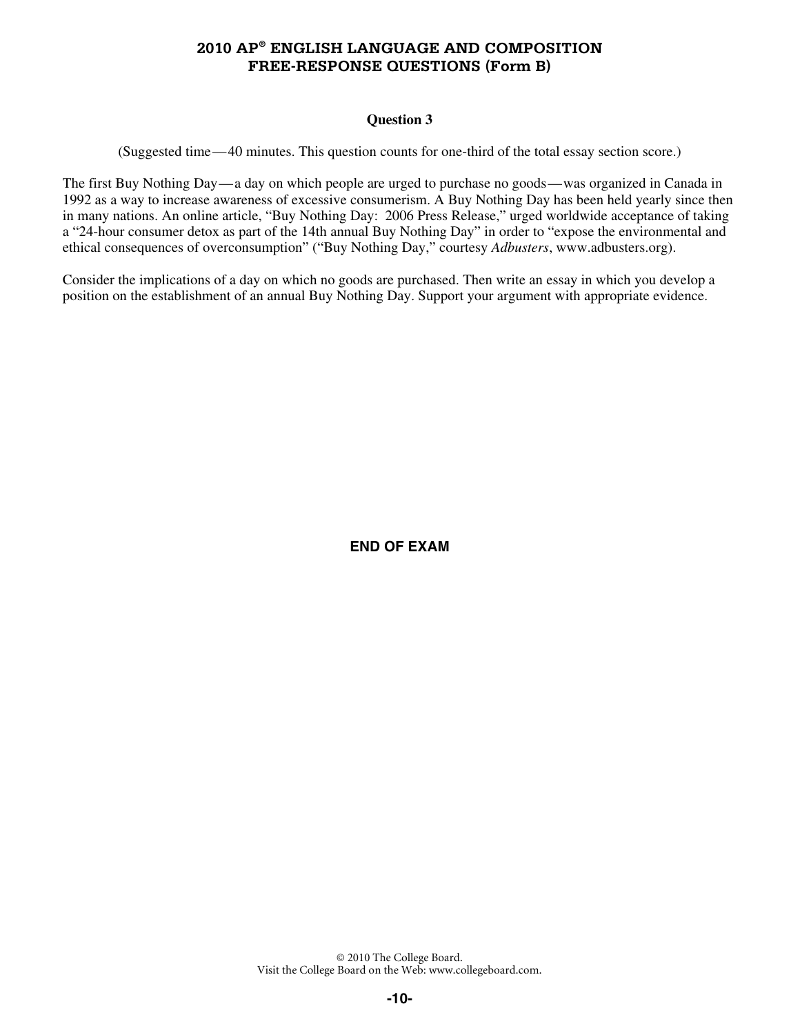# 2010 AP® ENGLISH LANGUAGE AND COMPOSITION FREE-RESPONSE QUESTIONS (Form B)

## Question 3

(Suggested time — 40 minutes. This question counts for one-third of the total essay section score.)

The first Buy Nothing Day — a day on which people are urged to purchase no goods — was organized in Canada in 1992 as a way to increase awareness of excessive consumerism. A Buy Nothing Day has been held yearly since then in many nations. An online article, "Buy Nothing Day: 2006 Press Release," urged worldwide acceptance of taking a "24-hour consumer detox as part of the 14th annual Buy Nothing Day" in order to "expose the environmental and ethical consequences of overconsumption" ("Buy Nothing Day," courtesy *Adbusters*, www.adbusters.org).

Consider the implications of a day on which no goods are purchased. Then write an essay in which you develop a position on the establishment of an annual Buy Nothing Day. Support your argument with appropriate evidence.

**END OF EXAM**

© 2010 The College Board.
Visit the College Board on the Web: www.collegeboard.com.